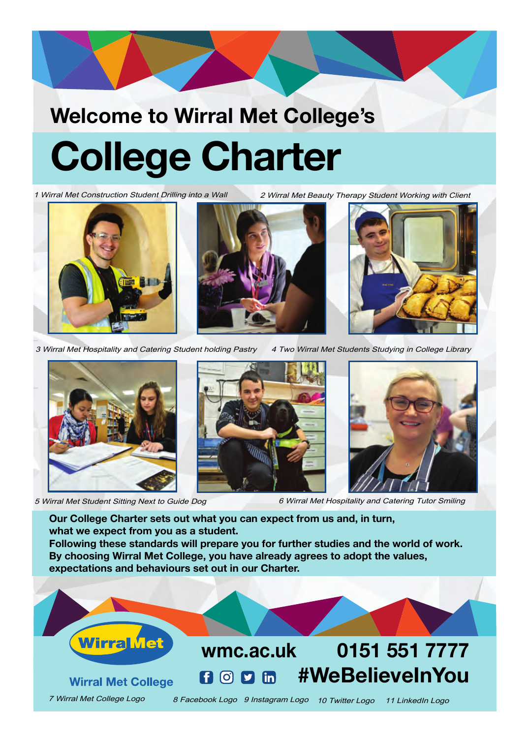## Welcome to Wirral Met College's

# College Charter

1 Wirral Met Construction Student Drilling into a Wall

2 Wirral Met Beauty Therapy Student Working with Client

3 Wirral Met Hospitality and Catering Student holding Pastry

4 Two Wirral Met Students Studying in College Library

5 Wirral Met Student Sitting Next to Guide Dog

6 Wirral Met Hospitality and Catering Tutor Smiling

**Our College Charter sets out what you can expect from us and, in turn, what we expect from you as a student.**
**Following these standards will prepare you for further studies and the world of work.**
**By choosing Wirral Met College, you have already agrees to adopt the values, expectations and behaviours set out in our Charter.**

Wirral Met

Wirral Met College

**wmc.ac.uk** **0151 551 7777**

**#WeBelieveInYou**

7 Wirral Met College Logo

8 Facebook Logo 9 Instagram Logo 10 Twitter Logo 11 LinkedIn Logo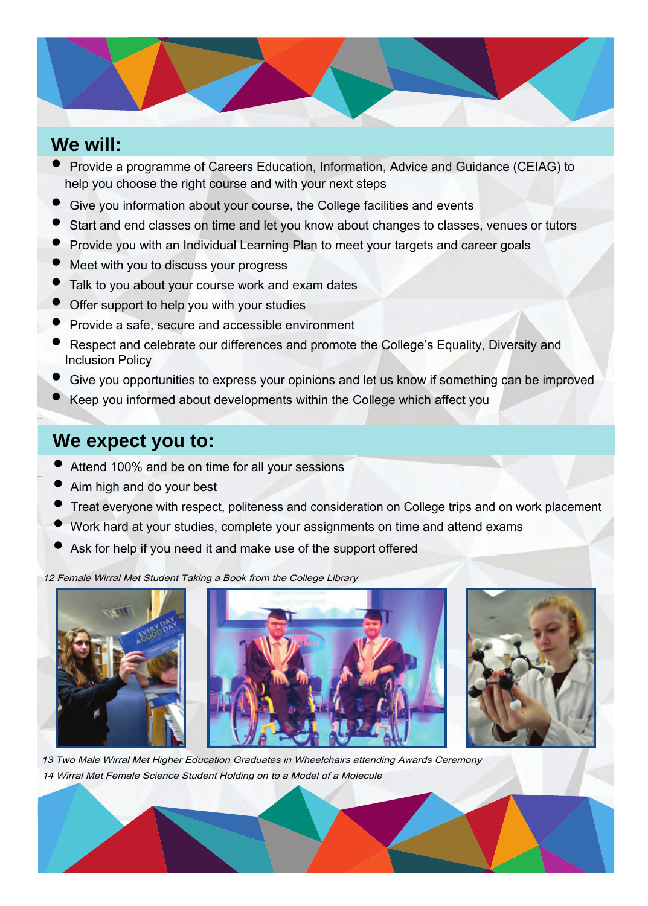## We will:

- Provide a programme of Careers Education, Information, Advice and Guidance (CEIAG) to help you choose the right course and with your next steps
- Give you information about your course, the College facilities and events
- Start and end classes on time and let you know about changes to classes, venues or tutors
- Provide you with an Individual Learning Plan to meet your targets and career goals
- Meet with you to discuss your progress
- Talk to you about your course work and exam dates
- Offer support to help you with your studies
- Provide a safe, secure and accessible environment
- Respect and celebrate our differences and promote the College's Equality, Diversity and Inclusion Policy
- Give you opportunities to express your opinions and let us know if something can be improved
- Keep you informed about developments within the College which affect you

## We expect you to:

- Attend 100% and be on time for all your sessions
- Aim high and do your best
- Treat everyone with respect, politeness and consideration on College trips and on work placement
- Work hard at your studies, complete your assignments on time and attend exams
- Ask for help if you need it and make use of the support offered

*12 Female Wirral Met Student Taking a Book from the College Library*

*13 Two Male Wirral Met Higher Education Graduates in Wheelchairs attending Awards Ceremony*

*14 Wirral Met Female Science Student Holding on to a Model of a Molecule*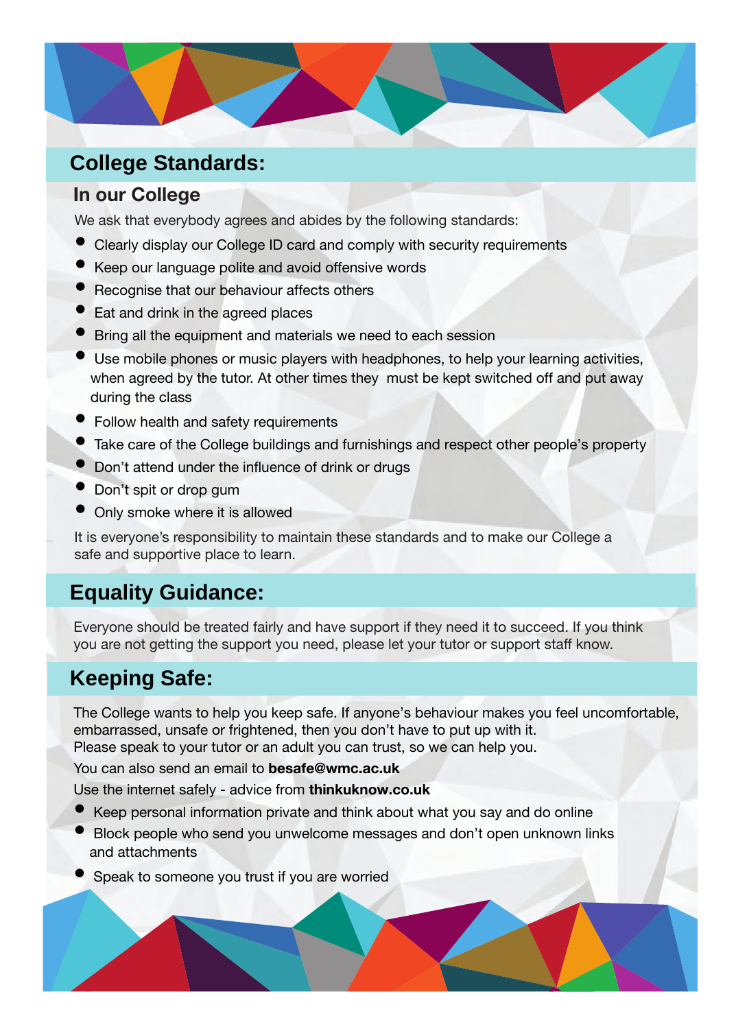## College Standards:

### In our College

We ask that everybody agrees and abides by the following standards:

- Clearly display our College ID card and comply with security requirements
- Keep our language polite and avoid offensive words
- Recognise that our behaviour affects others
- Eat and drink in the agreed places
- Bring all the equipment and materials we need to each session
- Use mobile phones or music players with headphones, to help your learning activities, when agreed by the tutor. At other times they must be kept switched off and put away during the class
- Follow health and safety requirements
- Take care of the College buildings and furnishings and respect other people's property
- Don't attend under the influence of drink or drugs
- Don't spit or drop gum
- Only smoke where it is allowed

It is everyone's responsibility to maintain these standards and to make our College a safe and supportive place to learn.

## Equality Guidance:

Everyone should be treated fairly and have support if they need it to succeed. If you think you are not getting the support you need, please let your tutor or support staff know.

## Keeping Safe:

The College wants to help you keep safe. If anyone's behaviour makes you feel uncomfortable, embarrassed, unsafe or frightened, then you don't have to put up with it.
Please speak to your tutor or an adult you can trust, so we can help you.

You can also send an email to **besafe@wmc.ac.uk**

Use the internet safely - advice from **thinkuknow.co.uk**

- Keep personal information private and think about what you say and do online
- Block people who send you unwelcome messages and don't open unknown links and attachments
- Speak to someone you trust if you are worried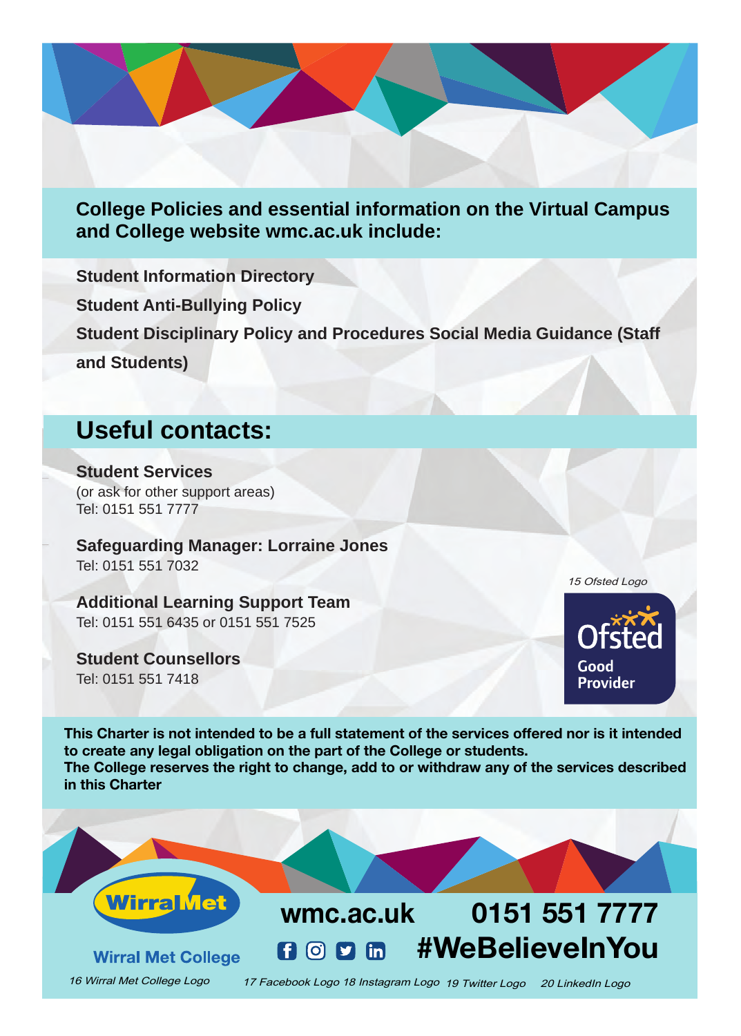**College Policies and essential information on the Virtual Campus and College website wmc.ac.uk include:**

**Student Information Directory**

**Student Anti-Bullying Policy**

**Student Disciplinary Policy and Procedures Social Media Guidance (Staff and Students)**

## Useful contacts:

**Student Services**
(or ask for other support areas)
Tel: 0151 551 7777

**Safeguarding Manager: Lorraine Jones**
Tel: 0151 551 7032

**Additional Learning Support Team**
Tel: 0151 551 6435 or 0151 551 7525

**Student Counsellors**
Tel: 0151 551 7418

*15 Ofsted Logo*

Ofsted Good Provider

**This Charter is not intended to be a full statement of the services offered nor is it intended to create any legal obligation on the part of the College or students.**
**The College reserves the right to change, add to or withdraw any of the services described in this Charter**

Wirral Met

Wirral Met College

**wmc.ac.uk** **0151 551 7777**

**#WeBelieveInYou**

*16 Wirral Met College Logo* *17 Facebook Logo* *18 Instagram Logo* *19 Twitter Logo* *20 LinkedIn Logo*